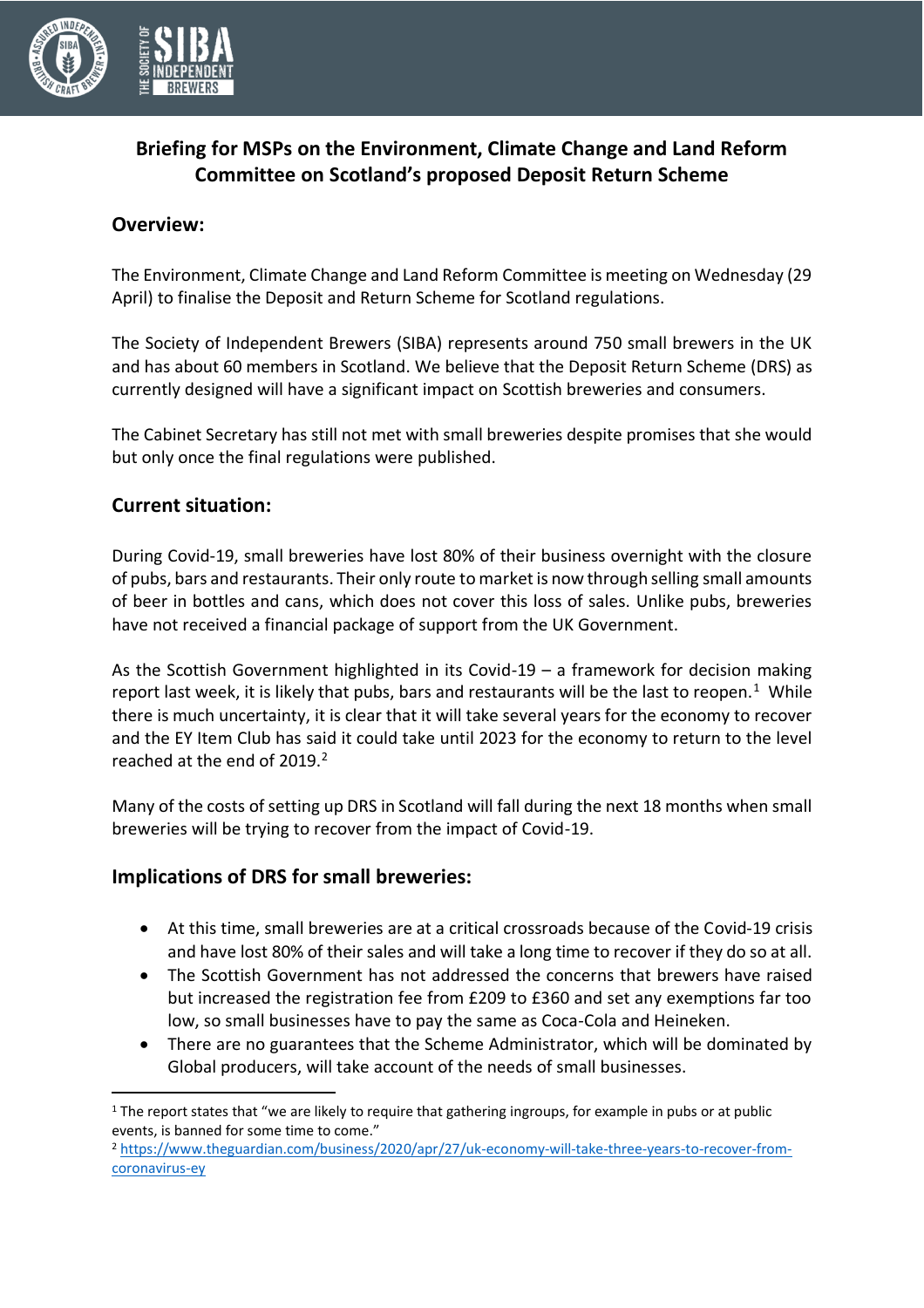**Briefing for MSPs on the Environment, Climate Change and Land Reform Committee on Scotland's proposed Deposit Return Scheme**

## Overview:

The Environment, Climate Change and Land Reform Committee is meeting on Wednesday (29 April) to finalise the Deposit and Return Scheme for Scotland regulations.

The Society of Independent Brewers (SIBA) represents around 750 small brewers in the UK and has about 60 members in Scotland. We believe that the Deposit Return Scheme (DRS) as currently designed will have a significant impact on Scottish breweries and consumers.

The Cabinet Secretary has still not met with small breweries despite promises that she would but only once the final regulations were published.

## Current situation:

During Covid-19, small breweries have lost 80% of their business overnight with the closure of pubs, bars and restaurants. Their only route to market is now through selling small amounts of beer in bottles and cans, which does not cover this loss of sales. Unlike pubs, breweries have not received a financial package of support from the UK Government.

As the Scottish Government highlighted in its Covid-19 – a framework for decision making report last week, it is likely that pubs, bars and restaurants will be the last to reopen.[1] While there is much uncertainty, it is clear that it will take several years for the economy to recover and the EY Item Club has said it could take until 2023 for the economy to return to the level reached at the end of 2019.[2]

Many of the costs of setting up DRS in Scotland will fall during the next 18 months when small breweries will be trying to recover from the impact of Covid-19.

## Implications of DRS for small breweries:

- At this time, small breweries are at a critical crossroads because of the Covid-19 crisis and have lost 80% of their sales and will take a long time to recover if they do so at all.
- The Scottish Government has not addressed the concerns that brewers have raised but increased the registration fee from £209 to £360 and set any exemptions far too low, so small businesses have to pay the same as Coca-Cola and Heineken.
- There are no guarantees that the Scheme Administrator, which will be dominated by Global producers, will take account of the needs of small businesses.

---

[1] The report states that "we are likely to require that gathering ingroups, for example in pubs or at public events, is banned for some time to come."

[2] https://www.theguardian.com/business/2020/apr/27/uk-economy-will-take-three-years-to-recover-from-coronavirus-ey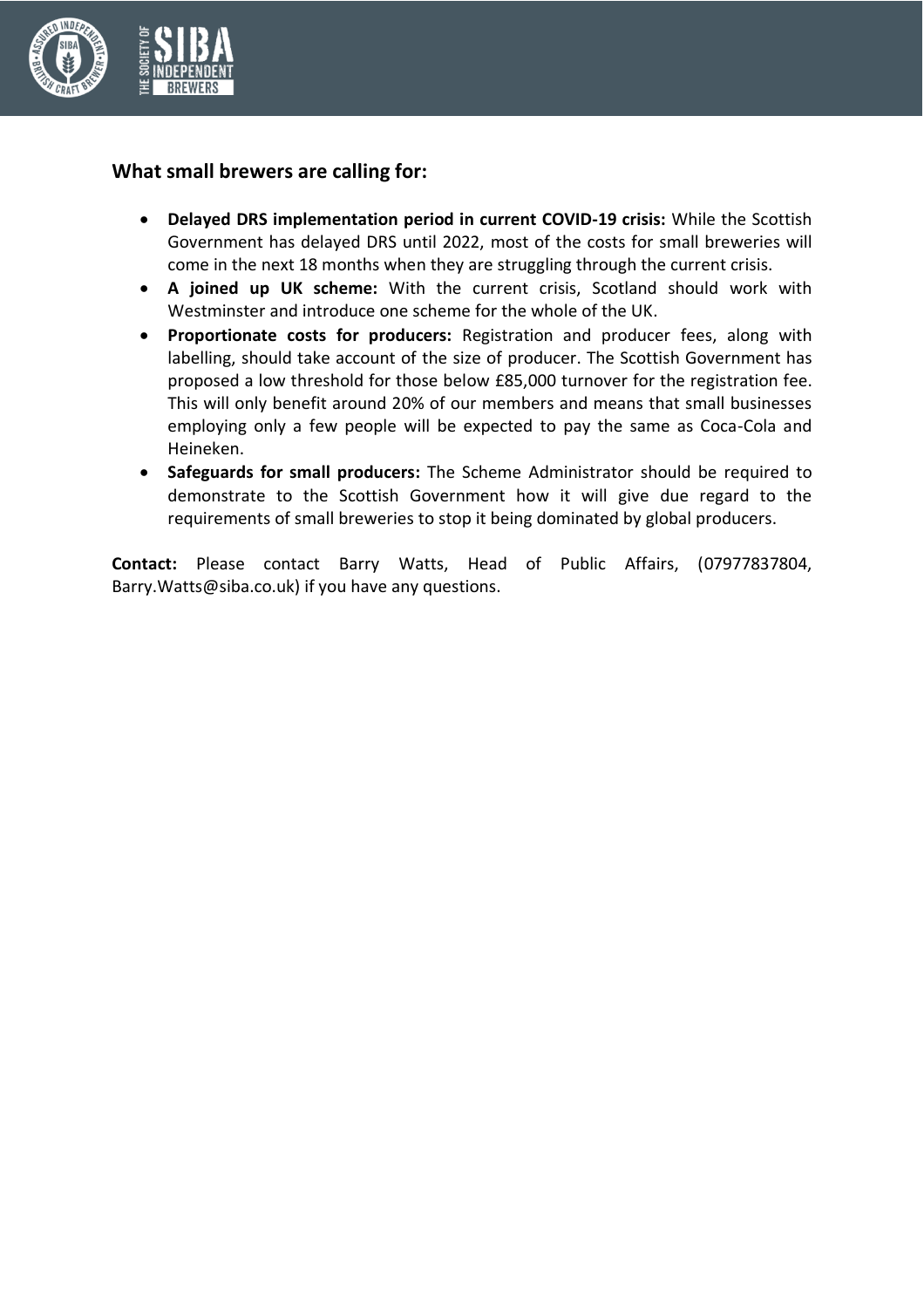## What small brewers are calling for:

- **Delayed DRS implementation period in current COVID-19 crisis:** While the Scottish Government has delayed DRS until 2022, most of the costs for small breweries will come in the next 18 months when they are struggling through the current crisis.
- **A joined up UK scheme:** With the current crisis, Scotland should work with Westminster and introduce one scheme for the whole of the UK.
- **Proportionate costs for producers:** Registration and producer fees, along with labelling, should take account of the size of producer. The Scottish Government has proposed a low threshold for those below £85,000 turnover for the registration fee. This will only benefit around 20% of our members and means that small businesses employing only a few people will be expected to pay the same as Coca-Cola and Heineken.
- **Safeguards for small producers:** The Scheme Administrator should be required to demonstrate to the Scottish Government how it will give due regard to the requirements of small breweries to stop it being dominated by global producers.

**Contact:** Please contact Barry Watts, Head of Public Affairs, (07977837804, Barry.Watts@siba.co.uk) if you have any questions.